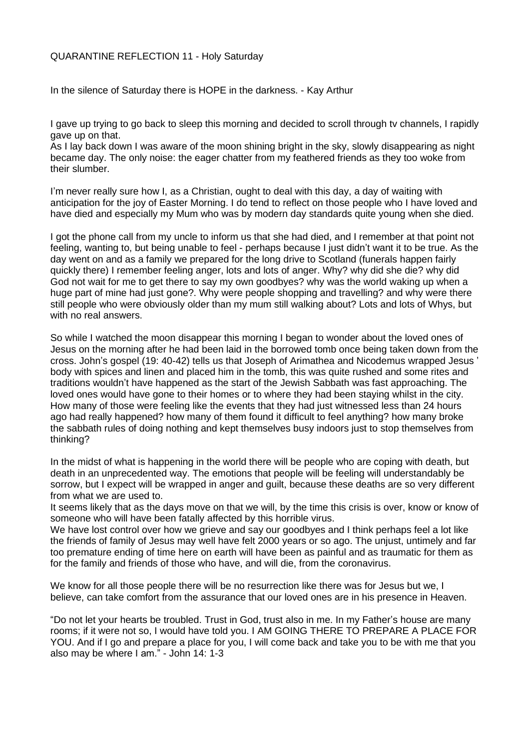QUARANTINE REFLECTION 11 - Holy Saturday

In the silence of Saturday there is HOPE in the darkness. - Kay Arthur

I gave up trying to go back to sleep this morning and decided to scroll through tv channels, I rapidly gave up on that.
As I lay back down I was aware of the moon shining bright in the sky, slowly disappearing as night became day. The only noise: the eager chatter from my feathered friends as they too woke from their slumber.

I'm never really sure how I, as a Christian, ought to deal with this day, a day of waiting with anticipation for the joy of Easter Morning. I do tend to reflect on those people who I have loved and have died and especially my Mum who was by modern day standards quite young when she died.

I got the phone call from my uncle to inform us that she had died, and I remember at that point not feeling, wanting to, but being unable to feel - perhaps because I just didn't want it to be true. As the day went on and as a family we prepared for the long drive to Scotland (funerals happen fairly quickly there) I remember feeling anger, lots and lots of anger. Why? why did she die? why did God not wait for me to get there to say my own goodbyes? why was the world waking up when a huge part of mine had just gone?. Why were people shopping and travelling? and why were there still people who were obviously older than my mum still walking about? Lots and lots of Whys, but with no real answers.

So while I watched the moon disappear this morning I began to wonder about the loved ones of Jesus on the morning after he had been laid in the borrowed tomb once being taken down from the cross. John's gospel (19: 40-42) tells us that Joseph of Arimathea and Nicodemus wrapped Jesus ' body with spices and linen and placed him in the tomb, this was quite rushed and some rites and traditions wouldn't have happened as the start of the Jewish Sabbath was fast approaching. The loved ones would have gone to their homes or to where they had been staying whilst in the city. How many of those were feeling like the events that they had just witnessed less than 24 hours ago had really happened? how many of them found it difficult to feel anything? how many broke the sabbath rules of doing nothing and kept themselves busy indoors just to stop themselves from thinking?

In the midst of what is happening in the world there will be people who are coping with death, but death in an unprecedented way. The emotions that people will be feeling will understandably be sorrow, but I expect will be wrapped in anger and guilt, because these deaths are so very different from what we are used to.
It seems likely that as the days move on that we will, by the time this crisis is over, know or know of someone who will have been fatally affected by this horrible virus.
We have lost control over how we grieve and say our goodbyes and I think perhaps feel a lot like the friends of family of Jesus may well have felt 2000 years or so ago. The unjust, untimely and far too premature ending of time here on earth will have been as painful and as traumatic for them as for the family and friends of those who have, and will die, from the coronavirus.

We know for all those people there will be no resurrection like there was for Jesus but we, I believe, can take comfort from the assurance that our loved ones are in his presence in Heaven.

"Do not let your hearts be troubled. Trust in God, trust also in me. In my Father's house are many rooms; if it were not so, I would have told you. I AM GOING THERE TO PREPARE A PLACE FOR YOU. And if I go and prepare a place for you, I will come back and take you to be with me that you also may be where I am." - John 14: 1-3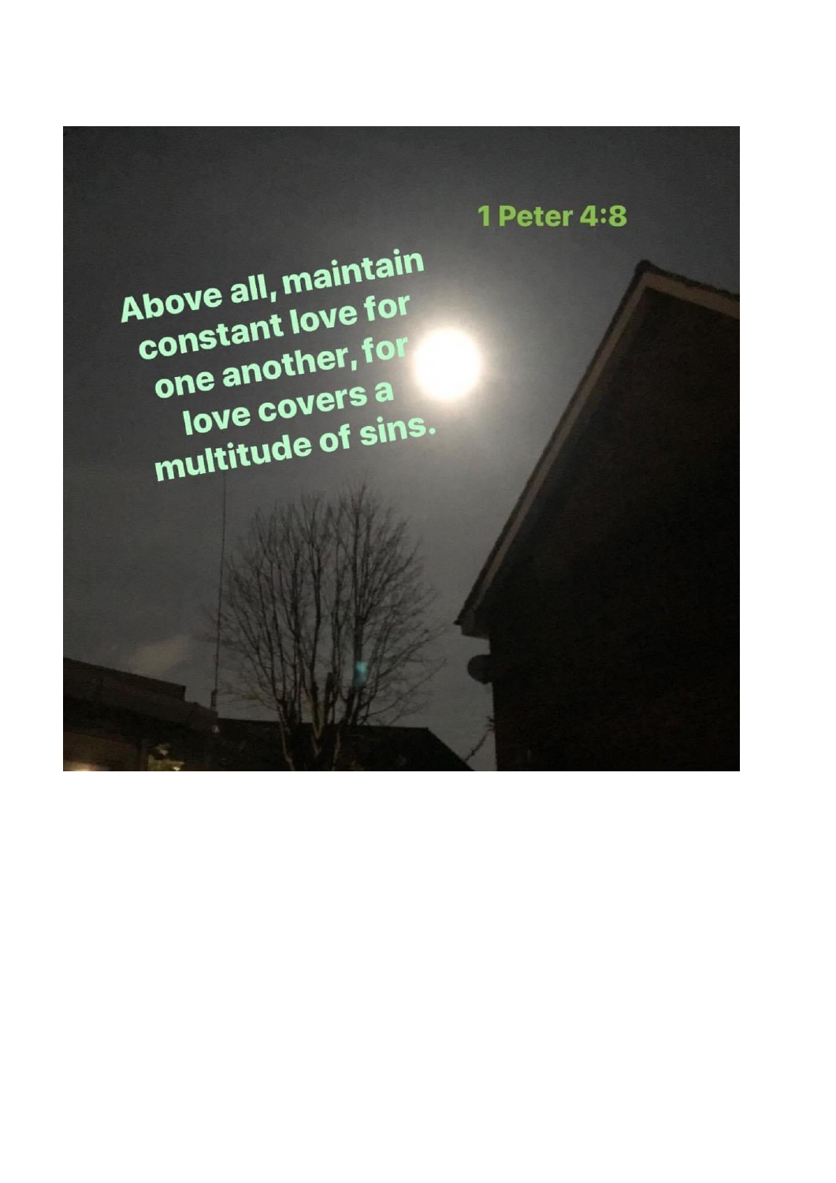1 Peter 4:8

Above all, maintain constant love for one another, for love covers a multitude of sins.